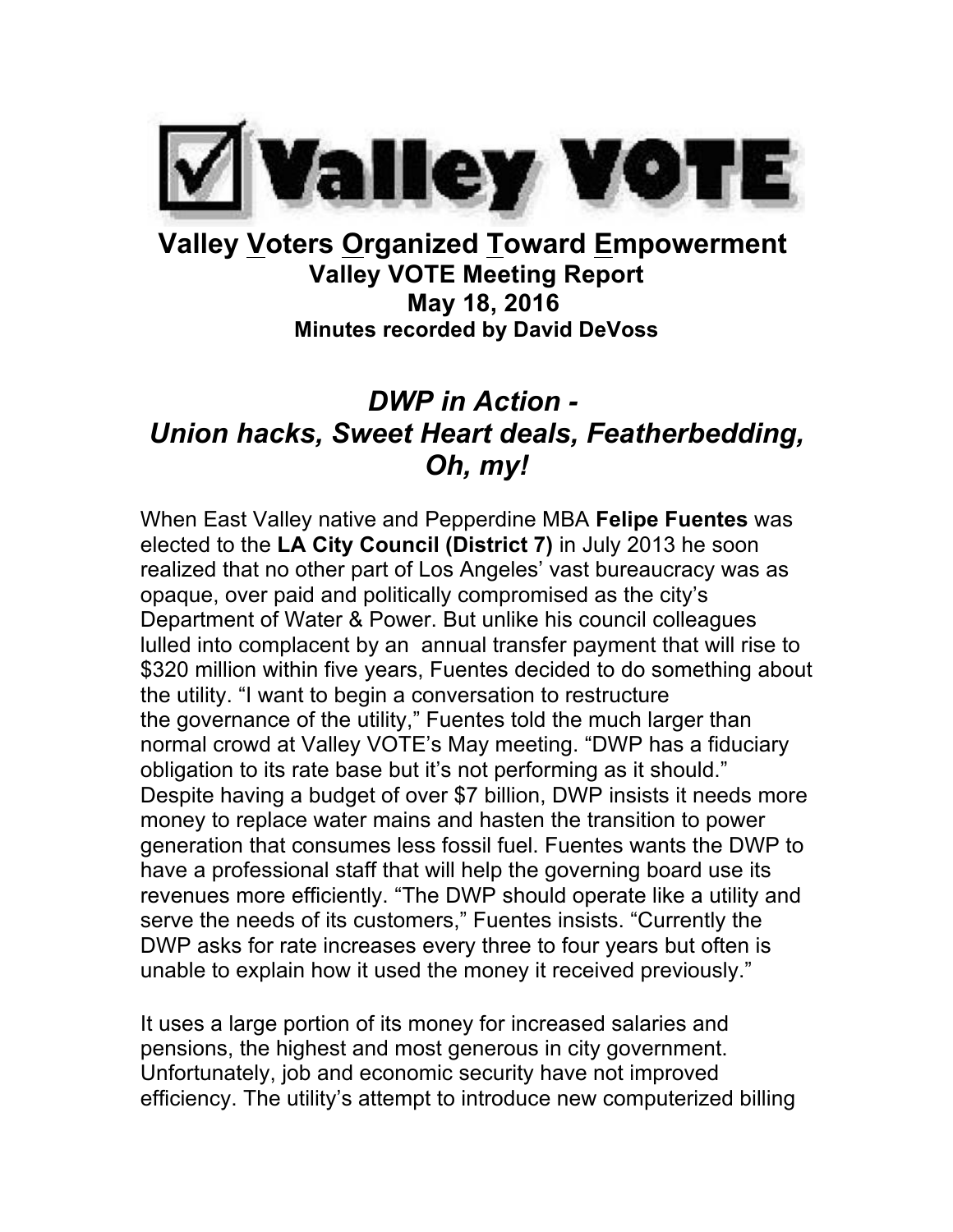# Valley VOTE

## Valley Voters Organized Toward Empowerment

### Valley VOTE Meeting Report
### May 18, 2016
**Minutes recorded by David DeVoss**

## *DWP in Action - Union hacks, Sweet Heart deals, Featherbedding, Oh, my!*

When East Valley native and Pepperdine MBA **Felipe Fuentes** was elected to the **LA City Council (District 7)** in July 2013 he soon realized that no other part of Los Angeles' vast bureaucracy was as opaque, over paid and politically compromised as the city's Department of Water & Power. But unlike his council colleagues lulled into complacent by an annual transfer payment that will rise to $320 million within five years, Fuentes decided to do something about the utility. "I want to begin a conversation to restructure the governance of the utility," Fuentes told the much larger than normal crowd at Valley VOTE's May meeting. "DWP has a fiduciary obligation to its rate base but it's not performing as it should." Despite having a budget of over $7 billion, DWP insists it needs more money to replace water mains and hasten the transition to power generation that consumes less fossil fuel. Fuentes wants the DWP to have a professional staff that will help the governing board use its revenues more efficiently. "The DWP should operate like a utility and serve the needs of its customers," Fuentes insists. "Currently the DWP asks for rate increases every three to four years but often is unable to explain how it used the money it received previously."

It uses a large portion of its money for increased salaries and pensions, the highest and most generous in city government. Unfortunately, job and economic security have not improved efficiency. The utility's attempt to introduce new computerized billing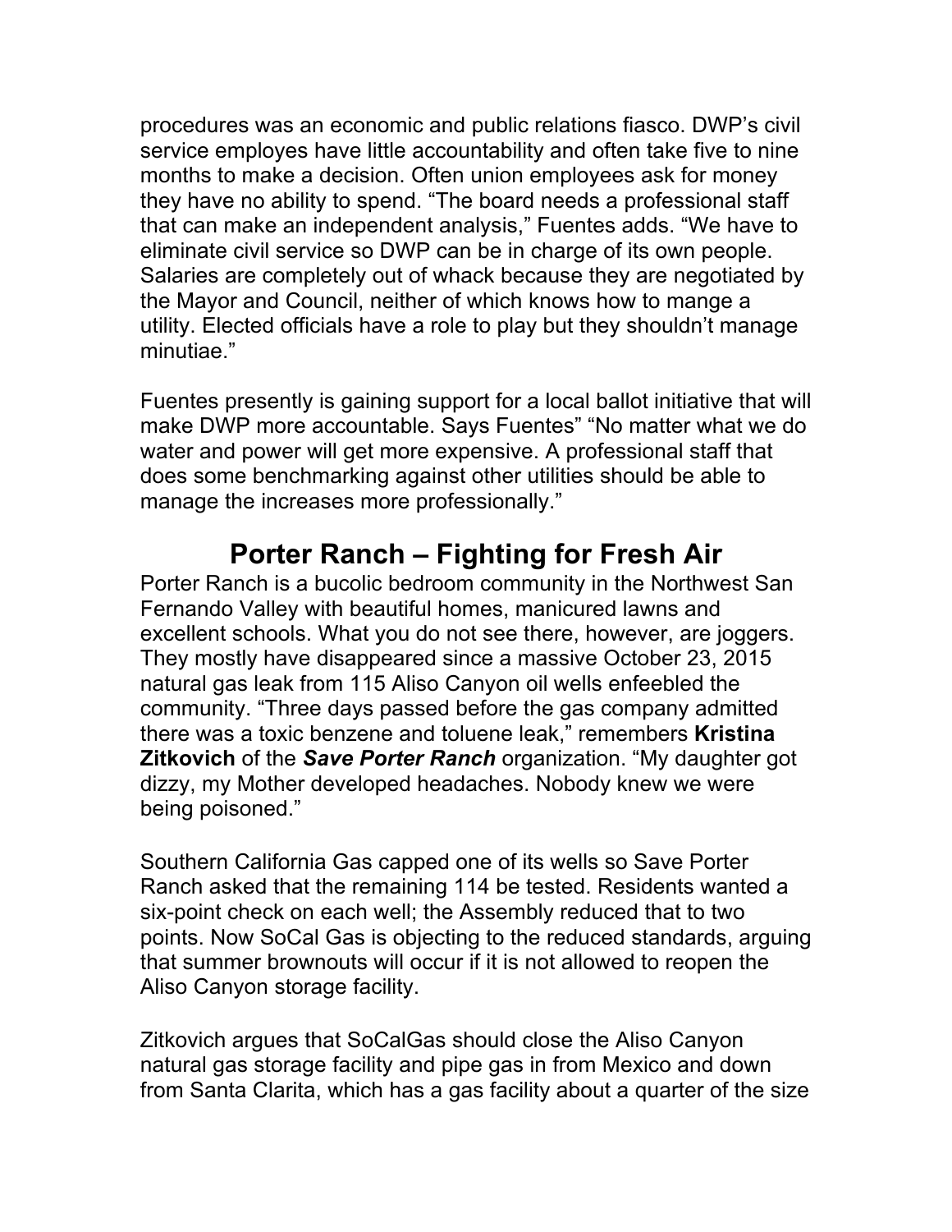procedures was an economic and public relations fiasco. DWP's civil service employes have little accountability and often take five to nine months to make a decision. Often union employees ask for money they have no ability to spend. "The board needs a professional staff that can make an independent analysis," Fuentes adds. "We have to eliminate civil service so DWP can be in charge of its own people. Salaries are completely out of whack because they are negotiated by the Mayor and Council, neither of which knows how to mange a utility. Elected officials have a role to play but they shouldn't manage minutiae."

Fuentes presently is gaining support for a local ballot initiative that will make DWP more accountable. Says Fuentes" "No matter what we do water and power will get more expensive. A professional staff that does some benchmarking against other utilities should be able to manage the increases more professionally."

## Porter Ranch – Fighting for Fresh Air

Porter Ranch is a bucolic bedroom community in the Northwest San Fernando Valley with beautiful homes, manicured lawns and excellent schools. What you do not see there, however, are joggers. They mostly have disappeared since a massive October 23, 2015 natural gas leak from 115 Aliso Canyon oil wells enfeebled the community. "Three days passed before the gas company admitted there was a toxic benzene and toluene leak," remembers **Kristina Zitkovich** of the ***Save Porter Ranch*** organization. "My daughter got dizzy, my Mother developed headaches. Nobody knew we were being poisoned."

Southern California Gas capped one of its wells so Save Porter Ranch asked that the remaining 114 be tested. Residents wanted a six-point check on each well; the Assembly reduced that to two points. Now SoCal Gas is objecting to the reduced standards, arguing that summer brownouts will occur if it is not allowed to reopen the Aliso Canyon storage facility.

Zitkovich argues that SoCalGas should close the Aliso Canyon natural gas storage facility and pipe gas in from Mexico and down from Santa Clarita, which has a gas facility about a quarter of the size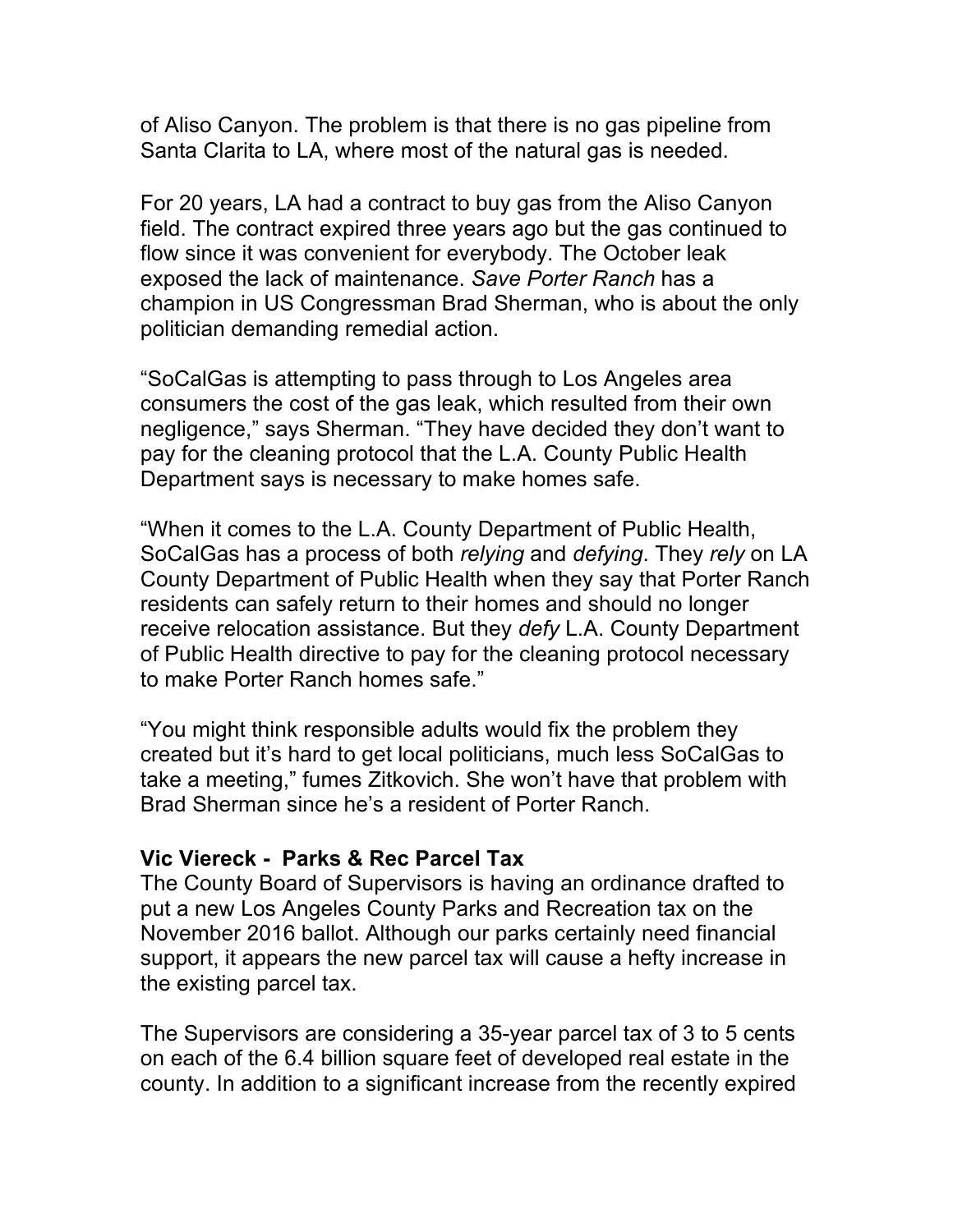of Aliso Canyon. The problem is that there is no gas pipeline from Santa Clarita to LA, where most of the natural gas is needed.

For 20 years, LA had a contract to buy gas from the Aliso Canyon field. The contract expired three years ago but the gas continued to flow since it was convenient for everybody. The October leak exposed the lack of maintenance. *Save Porter Ranch* has a champion in US Congressman Brad Sherman, who is about the only politician demanding remedial action.

“SoCalGas is attempting to pass through to Los Angeles area consumers the cost of the gas leak, which resulted from their own negligence,” says Sherman. “They have decided they don’t want to pay for the cleaning protocol that the L.A. County Public Health Department says is necessary to make homes safe.

“When it comes to the L.A. County Department of Public Health, SoCalGas has a process of both *relying* and *defying*. They *rely* on LA County Department of Public Health when they say that Porter Ranch residents can safely return to their homes and should no longer receive relocation assistance. But they *defy* L.A. County Department of Public Health directive to pay for the cleaning protocol necessary to make Porter Ranch homes safe.”

“You might think responsible adults would fix the problem they created but it’s hard to get local politicians, much less SoCalGas to take a meeting,” fumes Zitkovich. She won’t have that problem with Brad Sherman since he’s a resident of Porter Ranch.

**Vic Viereck - Parks & Rec Parcel Tax**

The County Board of Supervisors is having an ordinance drafted to put a new Los Angeles County Parks and Recreation tax on the November 2016 ballot. Although our parks certainly need financial support, it appears the new parcel tax will cause a hefty increase in the existing parcel tax.

The Supervisors are considering a 35-year parcel tax of 3 to 5 cents on each of the 6.4 billion square feet of developed real estate in the county. In addition to a significant increase from the recently expired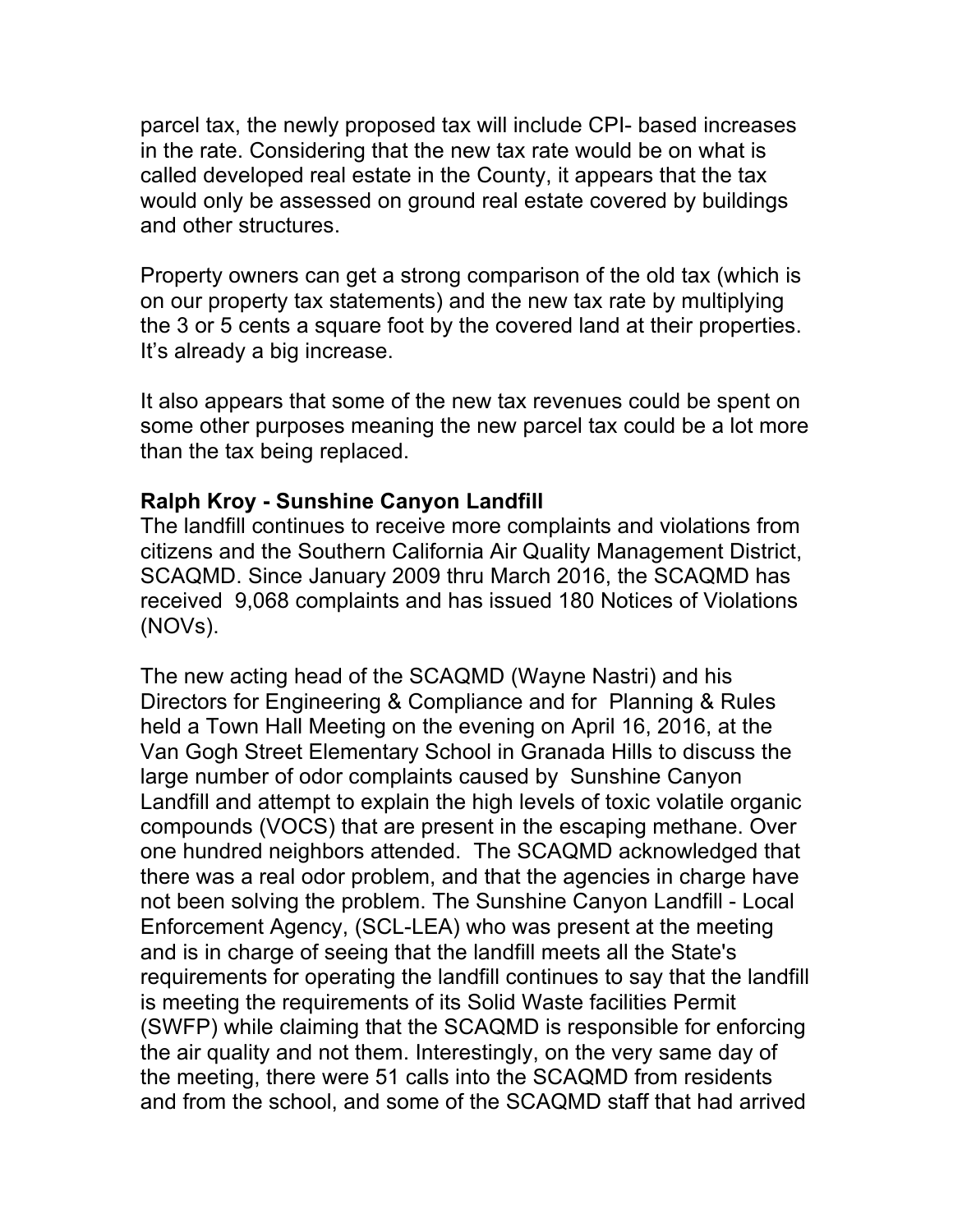parcel tax, the newly proposed tax will include CPI- based increases in the rate. Considering that the new tax rate would be on what is called developed real estate in the County, it appears that the tax would only be assessed on ground real estate covered by buildings and other structures.

Property owners can get a strong comparison of the old tax (which is on our property tax statements) and the new tax rate by multiplying the 3 or 5 cents a square foot by the covered land at their properties. It's already a big increase.

It also appears that some of the new tax revenues could be spent on some other purposes meaning the new parcel tax could be a lot more than the tax being replaced.

**Ralph Kroy - Sunshine Canyon Landfill**

The landfill continues to receive more complaints and violations from citizens and the Southern California Air Quality Management District, SCAQMD. Since January 2009 thru March 2016, the SCAQMD has received 9,068 complaints and has issued 180 Notices of Violations (NOVs).

The new acting head of the SCAQMD (Wayne Nastri) and his Directors for Engineering & Compliance and for Planning & Rules held a Town Hall Meeting on the evening on April 16, 2016, at the Van Gogh Street Elementary School in Granada Hills to discuss the large number of odor complaints caused by Sunshine Canyon Landfill and attempt to explain the high levels of toxic volatile organic compounds (VOCS) that are present in the escaping methane. Over one hundred neighbors attended. The SCAQMD acknowledged that there was a real odor problem, and that the agencies in charge have not been solving the problem. The Sunshine Canyon Landfill - Local Enforcement Agency, (SCL-LEA) who was present at the meeting and is in charge of seeing that the landfill meets all the State's requirements for operating the landfill continues to say that the landfill is meeting the requirements of its Solid Waste facilities Permit (SWFP) while claiming that the SCAQMD is responsible for enforcing the air quality and not them. Interestingly, on the very same day of the meeting, there were 51 calls into the SCAQMD from residents and from the school, and some of the SCAQMD staff that had arrived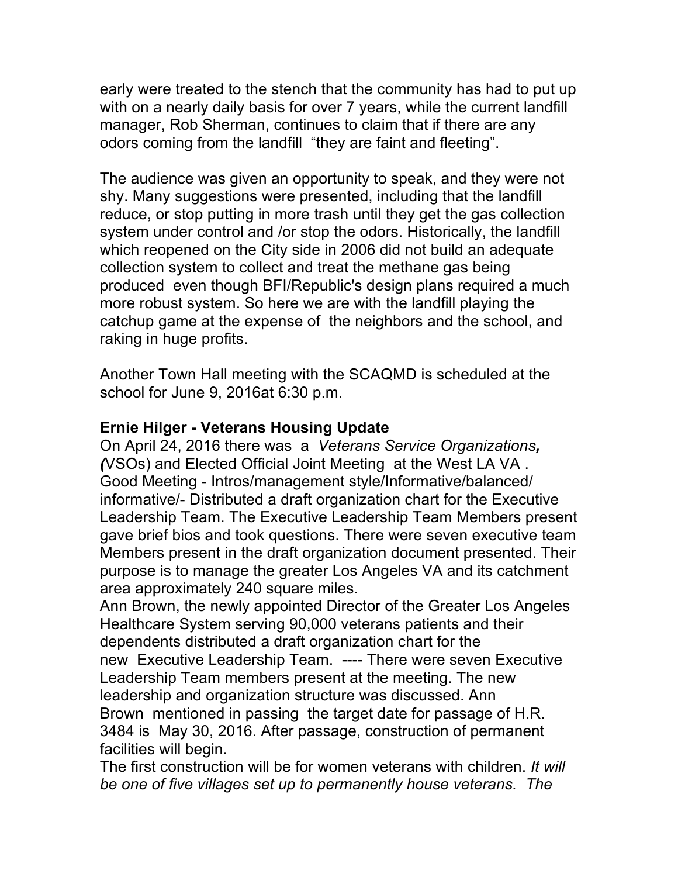early were treated to the stench that the community has had to put up with on a nearly daily basis for over 7 years, while the current landfill manager, Rob Sherman, continues to claim that if there are any odors coming from the landfill "they are faint and fleeting".

The audience was given an opportunity to speak, and they were not shy. Many suggestions were presented, including that the landfill reduce, or stop putting in more trash until they get the gas collection system under control and /or stop the odors. Historically, the landfill which reopened on the City side in 2006 did not build an adequate collection system to collect and treat the methane gas being produced even though BFI/Republic's design plans required a much more robust system. So here we are with the landfill playing the catchup game at the expense of the neighbors and the school, and raking in huge profits.

Another Town Hall meeting with the SCAQMD is scheduled at the school for June 9, 2016at 6:30 p.m.

**Ernie Hilger - Veterans Housing Update**

On April 24, 2016 there was a *Veterans Service Organizations, (*VSOs) and Elected Official Joint Meeting at the West LA VA . Good Meeting - Intros/management style/Informative/balanced/ informative/- Distributed a draft organization chart for the Executive Leadership Team. The Executive Leadership Team Members present gave brief bios and took questions. There were seven executive team Members present in the draft organization document presented. Their purpose is to manage the greater Los Angeles VA and its catchment area approximately 240 square miles.

Ann Brown, the newly appointed Director of the Greater Los Angeles Healthcare System serving 90,000 veterans patients and their dependents distributed a draft organization chart for the new Executive Leadership Team. ---- There were seven Executive Leadership Team members present at the meeting. The new leadership and organization structure was discussed. Ann Brown mentioned in passing the target date for passage of H.R. 3484 is May 30, 2016. After passage, construction of permanent facilities will begin.

The first construction will be for women veterans with children. *It will be one of five villages set up to permanently house veterans. The*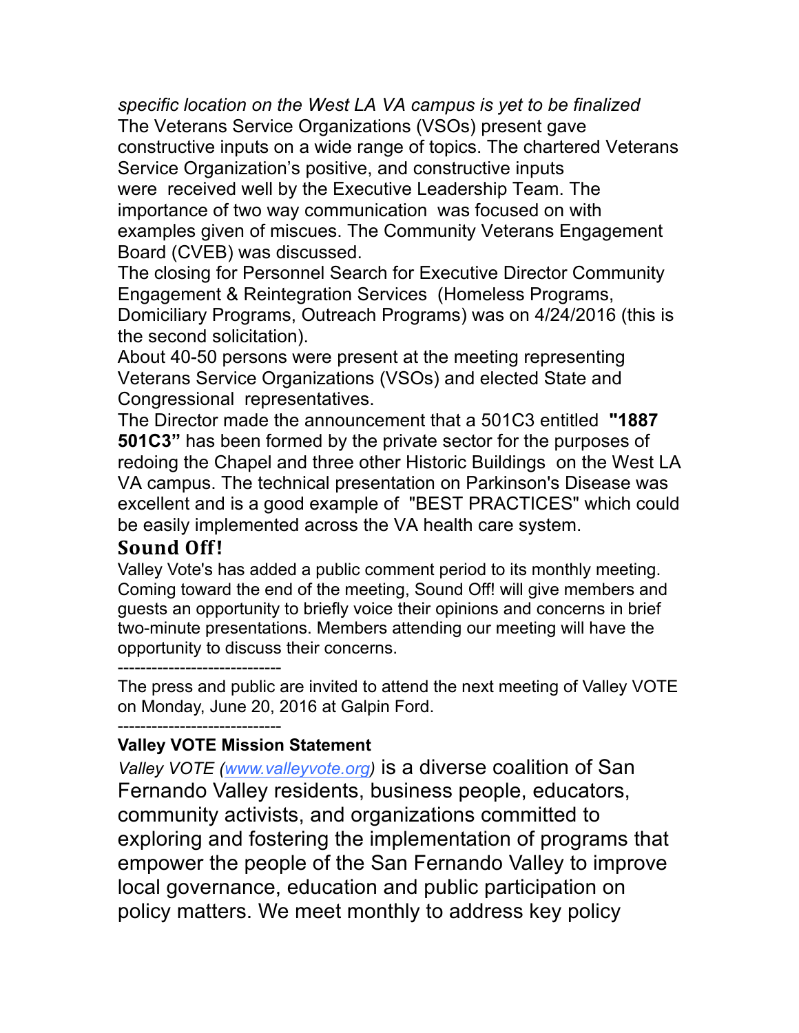*specific location on the West LA VA campus is yet to be finalized*
The Veterans Service Organizations (VSOs) present gave constructive inputs on a wide range of topics. The chartered Veterans Service Organization's positive, and constructive inputs were received well by the Executive Leadership Team. The importance of two way communication was focused on with examples given of miscues. The Community Veterans Engagement Board (CVEB) was discussed.

The closing for Personnel Search for Executive Director Community Engagement & Reintegration Services (Homeless Programs, Domiciliary Programs, Outreach Programs) was on 4/24/2016 (this is the second solicitation).

About 40-50 persons were present at the meeting representing Veterans Service Organizations (VSOs) and elected State and Congressional representatives.

The Director made the announcement that a 501C3 entitled **"1887 501C3"** has been formed by the private sector for the purposes of redoing the Chapel and three other Historic Buildings on the West LA VA campus. The technical presentation on Parkinson's Disease was excellent and is a good example of "BEST PRACTICES" which could be easily implemented across the VA health care system.

## Sound Off!

Valley Vote's has added a public comment period to its monthly meeting. Coming toward the end of the meeting, Sound Off! will give members and guests an opportunity to briefly voice their opinions and concerns in brief two-minute presentations. Members attending our meeting will have the opportunity to discuss their concerns.

----------------------------

The press and public are invited to attend the next meeting of Valley VOTE on Monday, June 20, 2016 at Galpin Ford.

----------------------------

**Valley VOTE Mission Statement**

*Valley VOTE (www.valleyvote.org)* is a diverse coalition of San Fernando Valley residents, business people, educators, community activists, and organizations committed to exploring and fostering the implementation of programs that empower the people of the San Fernando Valley to improve local governance, education and public participation on policy matters. We meet monthly to address key policy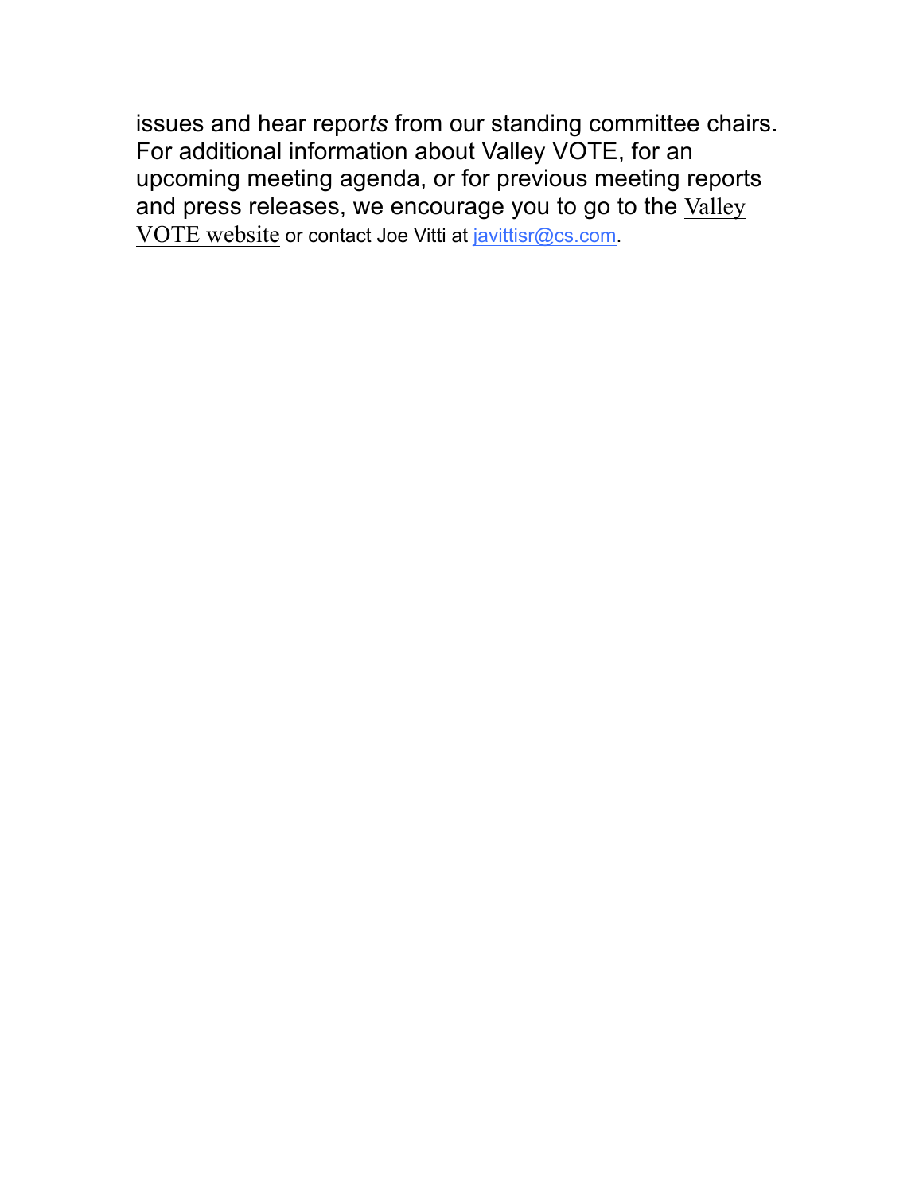issues and hear repor*ts* from our standing committee chairs. For additional information about Valley VOTE, for an upcoming meeting agenda, or for previous meeting reports and press releases, we encourage you to go to the Valley VOTE website or contact Joe Vitti at javittisr@cs.com.